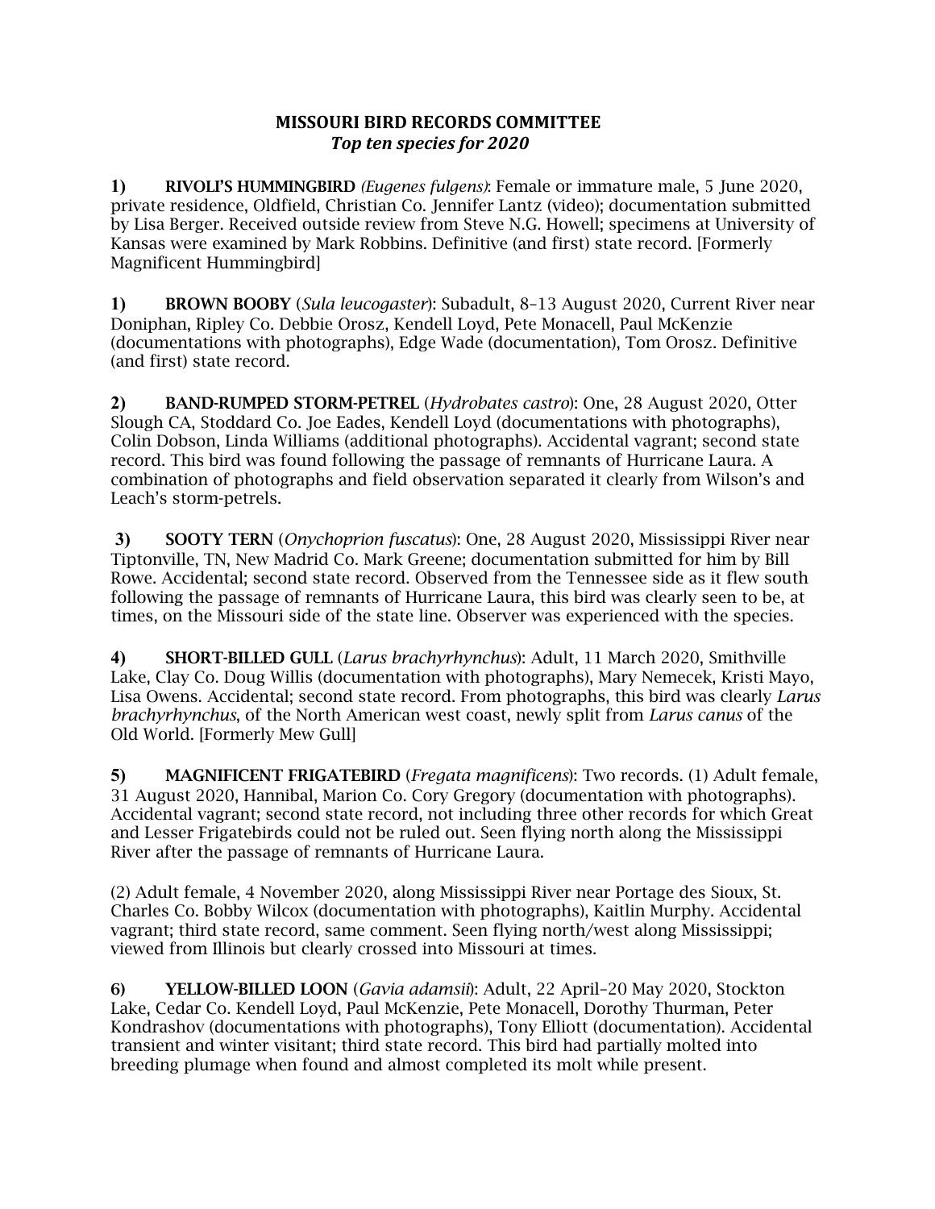# MISSOURI BIRD RECORDS COMMITTEE

## *Top ten species for 2020*

**1) RIVOLI'S HUMMINGBIRD** *(Eugenes fulgens)*: Female or immature male, 5 June 2020, private residence, Oldfield, Christian Co. Jennifer Lantz (video); documentation submitted by Lisa Berger. Received outside review from Steve N.G. Howell; specimens at University of Kansas were examined by Mark Robbins. Definitive (and first) state record. [Formerly Magnificent Hummingbird]

**1) BROWN BOOBY** (*Sula leucogaster*): Subadult, 8–13 August 2020, Current River near Doniphan, Ripley Co. Debbie Orosz, Kendell Loyd, Pete Monacell, Paul McKenzie (documentations with photographs), Edge Wade (documentation), Tom Orosz. Definitive (and first) state record.

**2) BAND-RUMPED STORM-PETREL** (*Hydrobates castro*): One, 28 August 2020, Otter Slough CA, Stoddard Co. Joe Eades, Kendell Loyd (documentations with photographs), Colin Dobson, Linda Williams (additional photographs). Accidental vagrant; second state record. This bird was found following the passage of remnants of Hurricane Laura. A combination of photographs and field observation separated it clearly from Wilson's and Leach's storm-petrels.

**3) SOOTY TERN** (*Onychoprion fuscatus*): One, 28 August 2020, Mississippi River near Tiptonville, TN, New Madrid Co. Mark Greene; documentation submitted for him by Bill Rowe. Accidental; second state record. Observed from the Tennessee side as it flew south following the passage of remnants of Hurricane Laura, this bird was clearly seen to be, at times, on the Missouri side of the state line. Observer was experienced with the species.

**4) SHORT-BILLED GULL** (*Larus brachyrhynchus*): Adult, 11 March 2020, Smithville Lake, Clay Co. Doug Willis (documentation with photographs), Mary Nemecek, Kristi Mayo, Lisa Owens. Accidental; second state record. From photographs, this bird was clearly *Larus brachyrhynchus*, of the North American west coast, newly split from *Larus canus* of the Old World. [Formerly Mew Gull]

**5) MAGNIFICENT FRIGATEBIRD** (*Fregata magnificens*): Two records. (1) Adult female, 31 August 2020, Hannibal, Marion Co. Cory Gregory (documentation with photographs). Accidental vagrant; second state record, not including three other records for which Great and Lesser Frigatebirds could not be ruled out. Seen flying north along the Mississippi River after the passage of remnants of Hurricane Laura.

(2) Adult female, 4 November 2020, along Mississippi River near Portage des Sioux, St. Charles Co. Bobby Wilcox (documentation with photographs), Kaitlin Murphy. Accidental vagrant; third state record, same comment. Seen flying north/west along Mississippi; viewed from Illinois but clearly crossed into Missouri at times.

**6) YELLOW-BILLED LOON** (*Gavia adamsii*): Adult, 22 April–20 May 2020, Stockton Lake, Cedar Co. Kendell Loyd, Paul McKenzie, Pete Monacell, Dorothy Thurman, Peter Kondrashov (documentations with photographs), Tony Elliott (documentation). Accidental transient and winter visitant; third state record. This bird had partially molted into breeding plumage when found and almost completed its molt while present.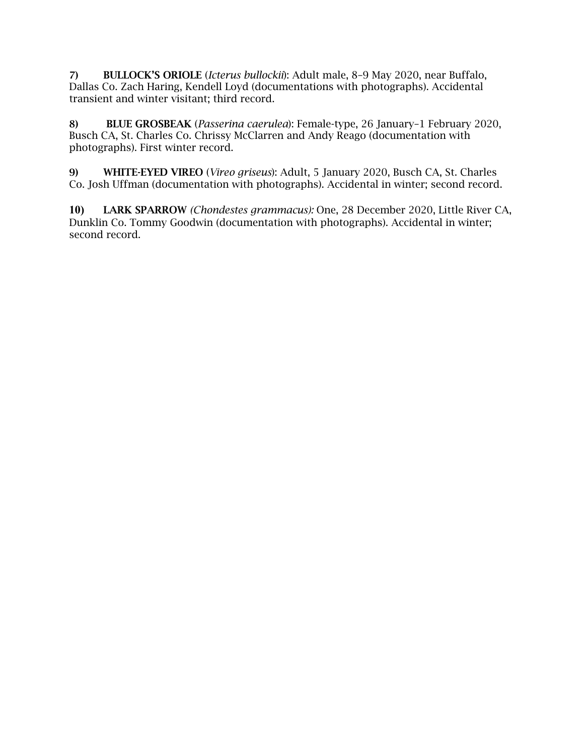**7)** **BULLOCK'S ORIOLE** (*Icterus bullockii*): Adult male, 8–9 May 2020, near Buffalo, Dallas Co. Zach Haring, Kendell Loyd (documentations with photographs). Accidental transient and winter visitant; third record.

**8)** **BLUE GROSBEAK** (*Passerina caerulea*): Female-type, 26 January–1 February 2020, Busch CA, St. Charles Co. Chrissy McClarren and Andy Reago (documentation with photographs). First winter record.

**9)** **WHITE-EYED VIREO** (*Vireo griseus*): Adult, 5 January 2020, Busch CA, St. Charles Co. Josh Uffman (documentation with photographs). Accidental in winter; second record.

**10)** **LARK SPARROW** *(Chondestes grammacus):* One, 28 December 2020, Little River CA, Dunklin Co. Tommy Goodwin (documentation with photographs). Accidental in winter; second record.